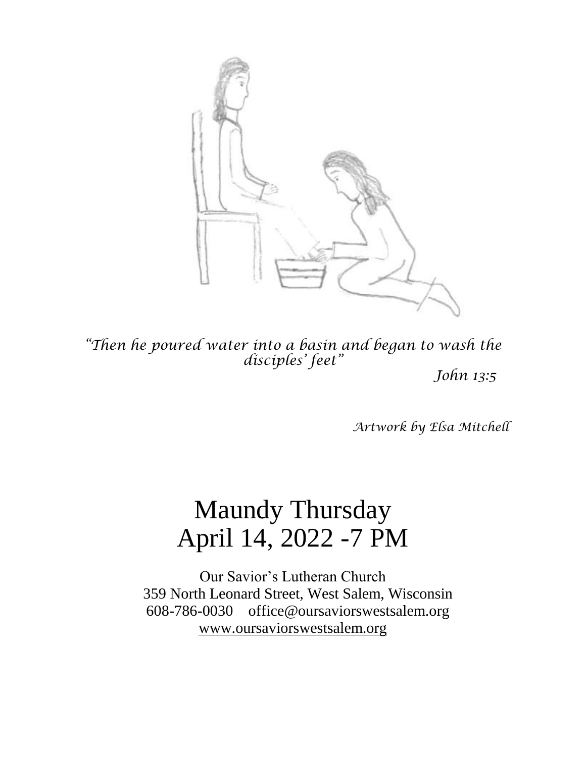*"Then he poured water into a basin and began to wash the disciples' feet"*

*John 13:5*

*Artwork by Elsa Mitchell*

# Maundy Thursday
# April 14, 2022 -7 PM

Our Savior's Lutheran Church
359 North Leonard Street, West Salem, Wisconsin
608-786-0030 office@oursaviorswestsalem.org
www.oursaviorswestsalem.org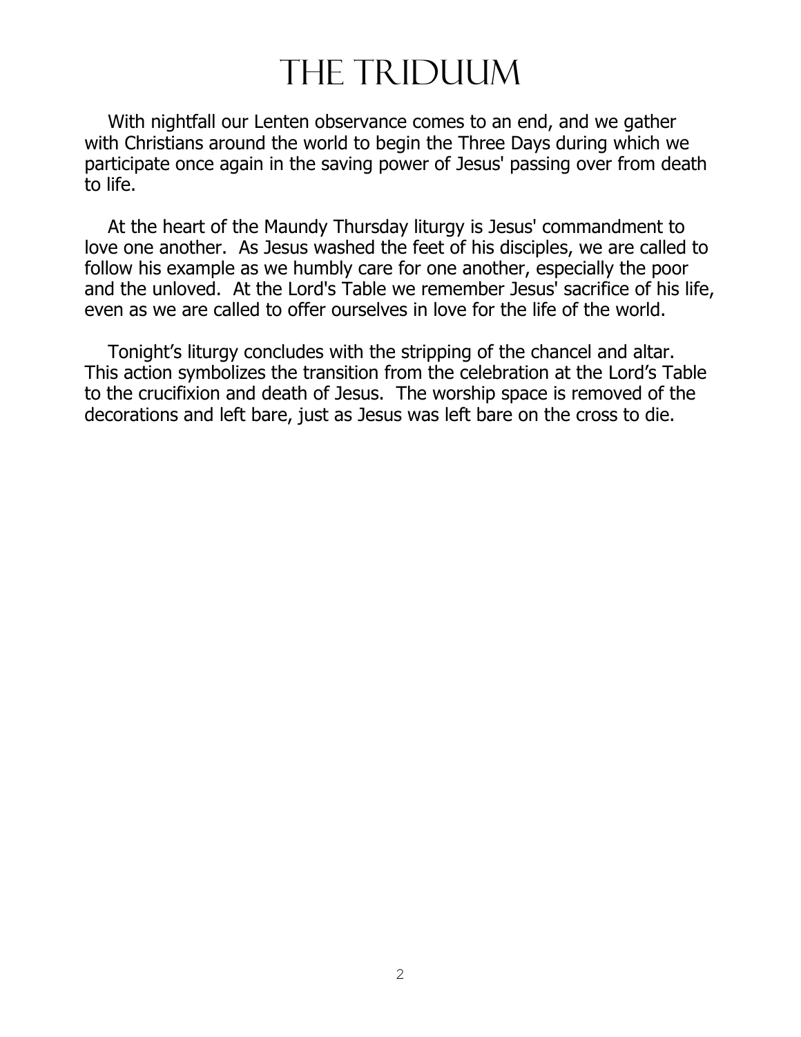# The Triduum

With nightfall our Lenten observance comes to an end, and we gather with Christians around the world to begin the Three Days during which we participate once again in the saving power of Jesus' passing over from death to life.

At the heart of the Maundy Thursday liturgy is Jesus' commandment to love one another. As Jesus washed the feet of his disciples, we are called to follow his example as we humbly care for one another, especially the poor and the unloved. At the Lord's Table we remember Jesus' sacrifice of his life, even as we are called to offer ourselves in love for the life of the world.

Tonight's liturgy concludes with the stripping of the chancel and altar. This action symbolizes the transition from the celebration at the Lord's Table to the crucifixion and death of Jesus. The worship space is removed of the decorations and left bare, just as Jesus was left bare on the cross to die.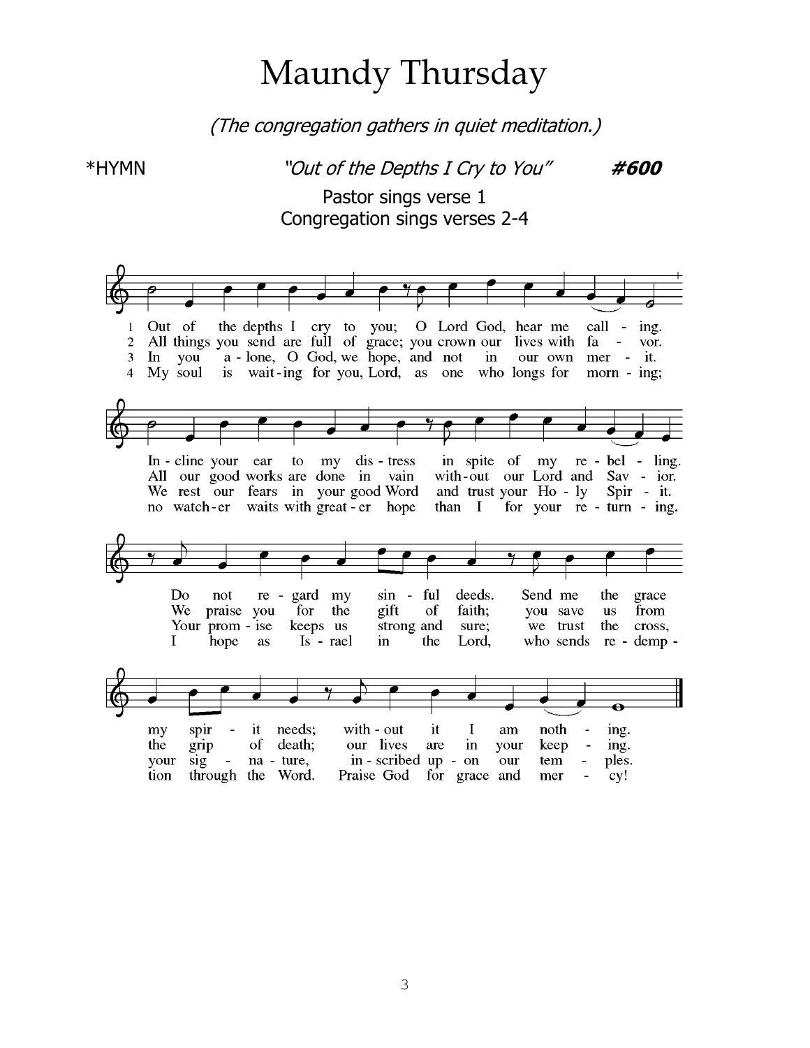# Maundy Thursday

*(The congregation gathers in quiet meditation.)*

*HYMN *"Out of the Depths I Cry to You"* ***#600***

Pastor sings verse 1
Congregation sings verses 2-4

1 Out of the depths I cry to you; O Lord God, hear me call - ing.
In - cline your ear to my dis - tress in spite of my re - bel - ling.
Do not re - gard my sin - ful deeds. Send me the grace my spir - it needs; with - out it I am noth - ing.

2 All things you send are full of grace; you crown our lives with fa - vor.
All our good works are done in vain with - out our Lord and Sav - ior.
We praise you for the gift of faith; you save us from the grip of death; our lives are in your keep - ing.

3 In you a - lone, O God, we hope, and not in our own mer - it.
We rest our fears in your good Word and trust your Ho - ly Spir - it.
Your prom - ise keeps us strong and sure; we trust the cross, your sig - na - ture, in - scribed up - on our tem - ples.

4 My soul is wait - ing for you, Lord, as one who longs for morn - ing;
no watch - er waits with great - er hope than I for your re - turn - ing.
I hope as Is - rael in the Lord, who sends re - demp - tion through the Word. Praise God for grace and mer - cy!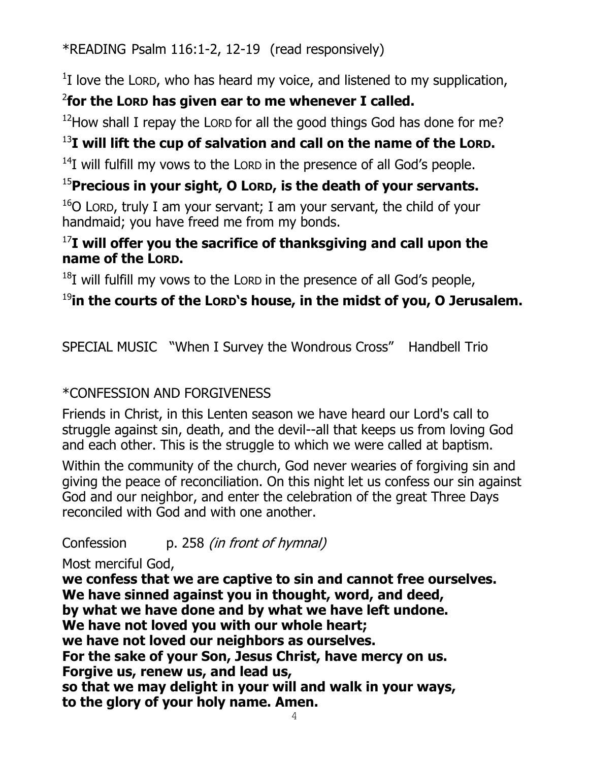*READING Psalm 116:1-2, 12-19 (read responsively)

[1]I love the LORD, who has heard my voice, and listened to my supplication,

**[2]for the LORD has given ear to me whenever I called.**

[12]How shall I repay the LORD for all the good things God has done for me?

**[13]I will lift the cup of salvation and call on the name of the LORD.**

[14]I will fulfill my vows to the LORD in the presence of all God's people.

**[15]Precious in your sight, O LORD, is the death of your servants.**

[16]O LORD, truly I am your servant; I am your servant, the child of your handmaid; you have freed me from my bonds.

**[17]I will offer you the sacrifice of thanksgiving and call upon the name of the LORD.**

[18]I will fulfill my vows to the LORD in the presence of all God's people,

**[19]in the courts of the LORD's house, in the midst of you, O Jerusalem.**

SPECIAL MUSIC "When I Survey the Wondrous Cross" Handbell Trio

*CONFESSION AND FORGIVENESS

Friends in Christ, in this Lenten season we have heard our Lord's call to struggle against sin, death, and the devil--all that keeps us from loving God and each other. This is the struggle to which we were called at baptism.

Within the community of the church, God never wearies of forgiving sin and giving the peace of reconciliation. On this night let us confess our sin against God and our neighbor, and enter the celebration of the great Three Days reconciled with God and with one another.

Confession p. 258 *(in front of hymnal)*

Most merciful God,
**we confess that we are captive to sin and cannot free ourselves.**
**We have sinned against you in thought, word, and deed,**
**by what we have done and by what we have left undone.**
**We have not loved you with our whole heart;**
**we have not loved our neighbors as ourselves.**
**For the sake of your Son, Jesus Christ, have mercy on us.**
**Forgive us, renew us, and lead us,**
**so that we may delight in your will and walk in your ways,**
**to the glory of your holy name. Amen.**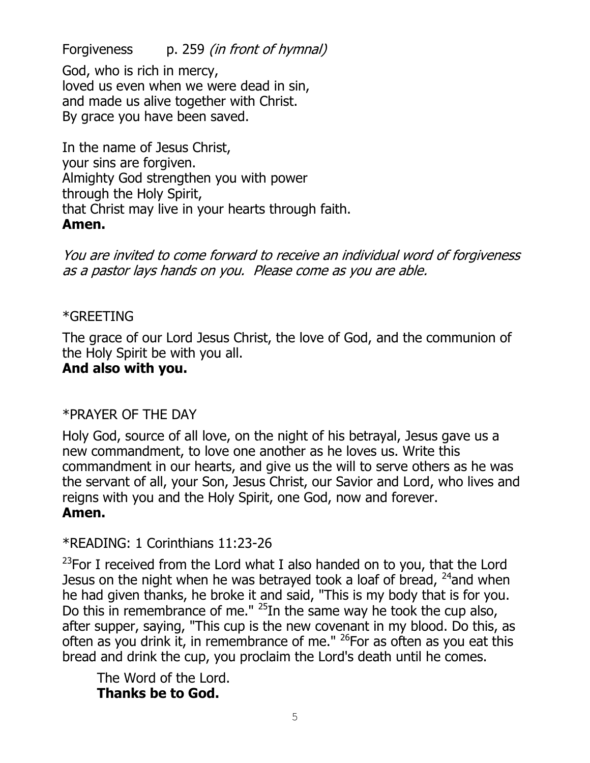Forgiveness p. 259 *(in front of hymnal)*

God, who is rich in mercy,
loved us even when we were dead in sin,
and made us alive together with Christ.
By grace you have been saved.

In the name of Jesus Christ,
your sins are forgiven.
Almighty God strengthen you with power
through the Holy Spirit,
that Christ may live in your hearts through faith.
**Amen.**

*You are invited to come forward to receive an individual word of forgiveness as a pastor lays hands on you. Please come as you are able.*

*GREETING

The grace of our Lord Jesus Christ, the love of God, and the communion of the Holy Spirit be with you all.
**And also with you.**

*PRAYER OF THE DAY

Holy God, source of all love, on the night of his betrayal, Jesus gave us a new commandment, to love one another as he loves us. Write this commandment in our hearts, and give us the will to serve others as he was the servant of all, your Son, Jesus Christ, our Savior and Lord, who lives and reigns with you and the Holy Spirit, one God, now and forever.
**Amen.**

*READING: 1 Corinthians 11:23-26

[23]For I received from the Lord what I also handed on to you, that the Lord Jesus on the night when he was betrayed took a loaf of bread, [24]and when he had given thanks, he broke it and said, "This is my body that is for you. Do this in remembrance of me." [25]In the same way he took the cup also, after supper, saying, "This cup is the new covenant in my blood. Do this, as often as you drink it, in remembrance of me." [26]For as often as you eat this bread and drink the cup, you proclaim the Lord's death until he comes.

The Word of the Lord.
**Thanks be to God.**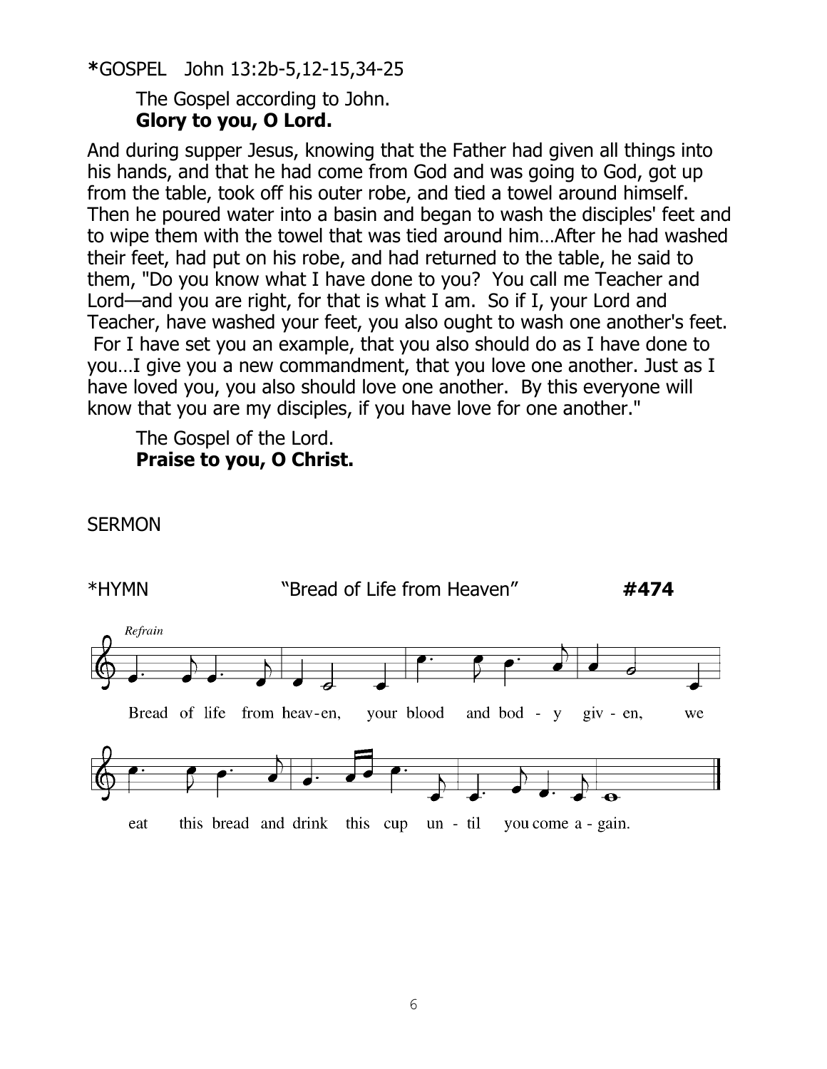**\***GOSPEL John 13:2b-5,12-15,34-25

The Gospel according to John.
**Glory to you, O Lord.**

And during supper Jesus, knowing that the Father had given all things into his hands, and that he had come from God and was going to God, got up from the table, took off his outer robe, and tied a towel around himself. Then he poured water into a basin and began to wash the disciples' feet and to wipe them with the towel that was tied around him…After he had washed their feet, had put on his robe, and had returned to the table, he said to them, "Do you know what I have done to you? You call me Teacher and Lord—and you are right, for that is what I am. So if I, your Lord and Teacher, have washed your feet, you also ought to wash one another's feet. For I have set you an example, that you also should do as I have done to you…I give you a new commandment, that you love one another. Just as I have loved you, you also should love one another. By this everyone will know that you are my disciples, if you have love for one another."

The Gospel of the Lord.
**Praise to you, O Christ.**

SERMON

*HYMN "Bread of Life from Heaven" **#474**

*Refrain*

Bread of life from heav-en, your blood and bod - y giv - en, we eat this bread and drink this cup un - til you come a - gain.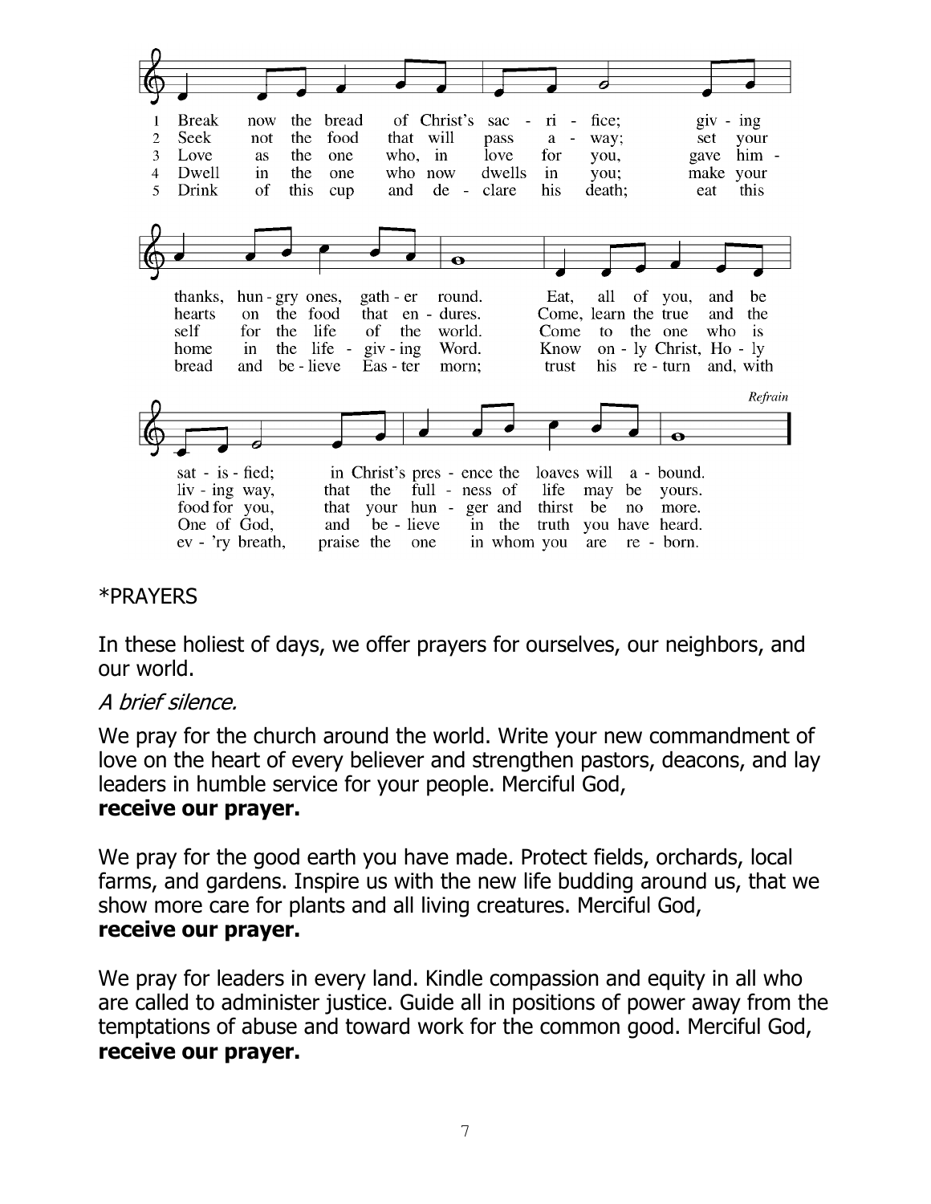1 Break now the bread of Christ's sacrifice; giving thanks, hungry ones, gather round. Eat, all of you, and be satisfied; in Christ's presence the loaves will abound.

2 Seek not the food that will pass away; set your hearts on the food that endures. Come, learn the true and the living way, that the fullness of life may be yours.

3 Love as the one who, in love for you, gave himself for the life of the world. Come to the one who is food for you, that your hunger and thirst be no more.

4 Dwell in the one who now dwells in you; make your home in the life-giving Word. Know only Christ, Holy One of God, and believe in the truth you have heard.

5 Drink of this cup and declare his death; eat this bread and believe Easter morn; trust his return and, with every breath, praise the one in whom you are reborn.

*Refrain*

*PRAYERS

In these holiest of days, we offer prayers for ourselves, our neighbors, and our world.

*A brief silence.*

We pray for the church around the world. Write your new commandment of love on the heart of every believer and strengthen pastors, deacons, and lay leaders in humble service for your people. Merciful God,
**receive our prayer.**

We pray for the good earth you have made. Protect fields, orchards, local farms, and gardens. Inspire us with the new life budding around us, that we show more care for plants and all living creatures. Merciful God,
**receive our prayer.**

We pray for leaders in every land. Kindle compassion and equity in all who are called to administer justice. Guide all in positions of power away from the temptations of abuse and toward work for the common good. Merciful God,
**receive our prayer.**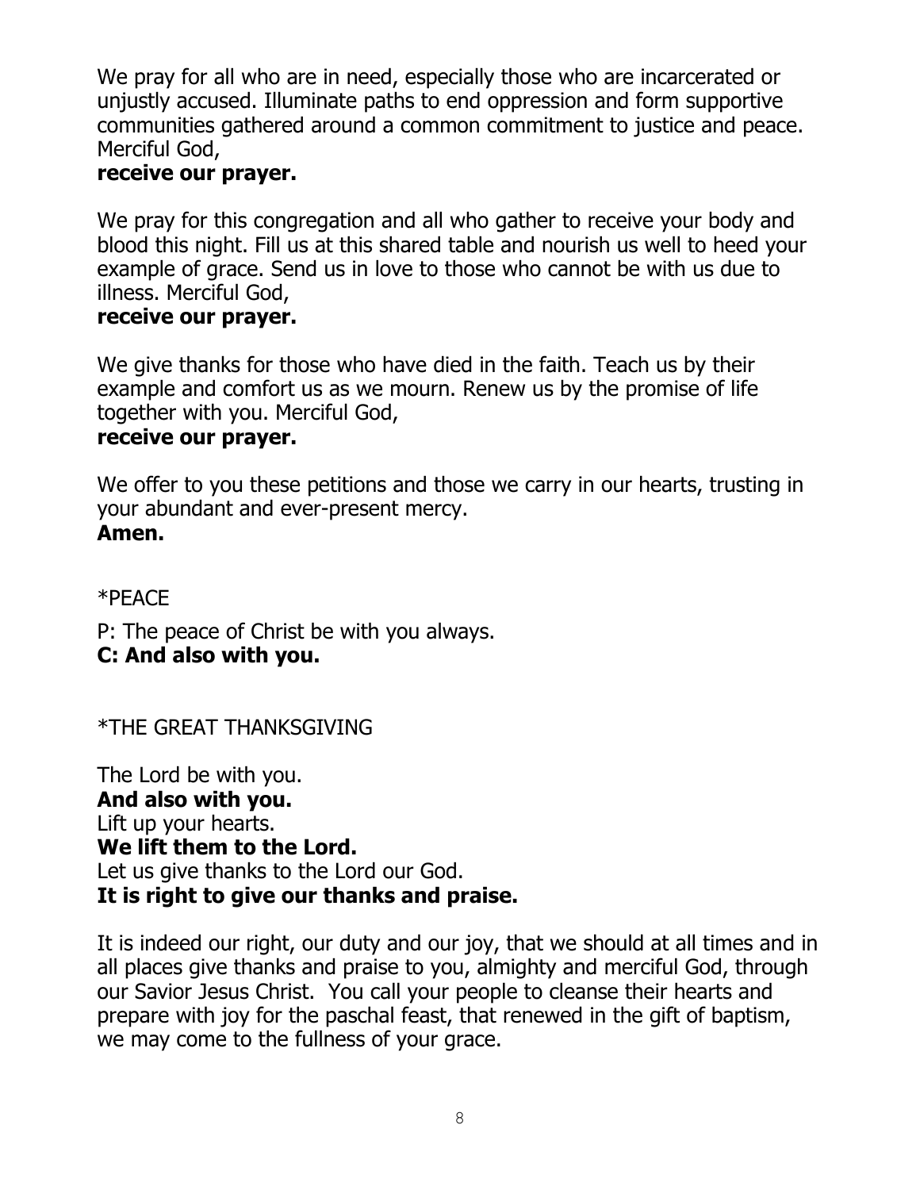We pray for all who are in need, especially those who are incarcerated or unjustly accused. Illuminate paths to end oppression and form supportive communities gathered around a common commitment to justice and peace. Merciful God,
**receive our prayer.**

We pray for this congregation and all who gather to receive your body and blood this night. Fill us at this shared table and nourish us well to heed your example of grace. Send us in love to those who cannot be with us due to illness. Merciful God,
**receive our prayer.**

We give thanks for those who have died in the faith. Teach us by their example and comfort us as we mourn. Renew us by the promise of life together with you. Merciful God,
**receive our prayer.**

We offer to you these petitions and those we carry in our hearts, trusting in your abundant and ever-present mercy.
**Amen.**

*PEACE

P: The peace of Christ be with you always.
**C: And also with you.**

*THE GREAT THANKSGIVING

The Lord be with you.
**And also with you.**
Lift up your hearts.
**We lift them to the Lord.**
Let us give thanks to the Lord our God.
**It is right to give our thanks and praise.**

It is indeed our right, our duty and our joy, that we should at all times and in all places give thanks and praise to you, almighty and merciful God, through our Savior Jesus Christ. You call your people to cleanse their hearts and prepare with joy for the paschal feast, that renewed in the gift of baptism, we may come to the fullness of your grace.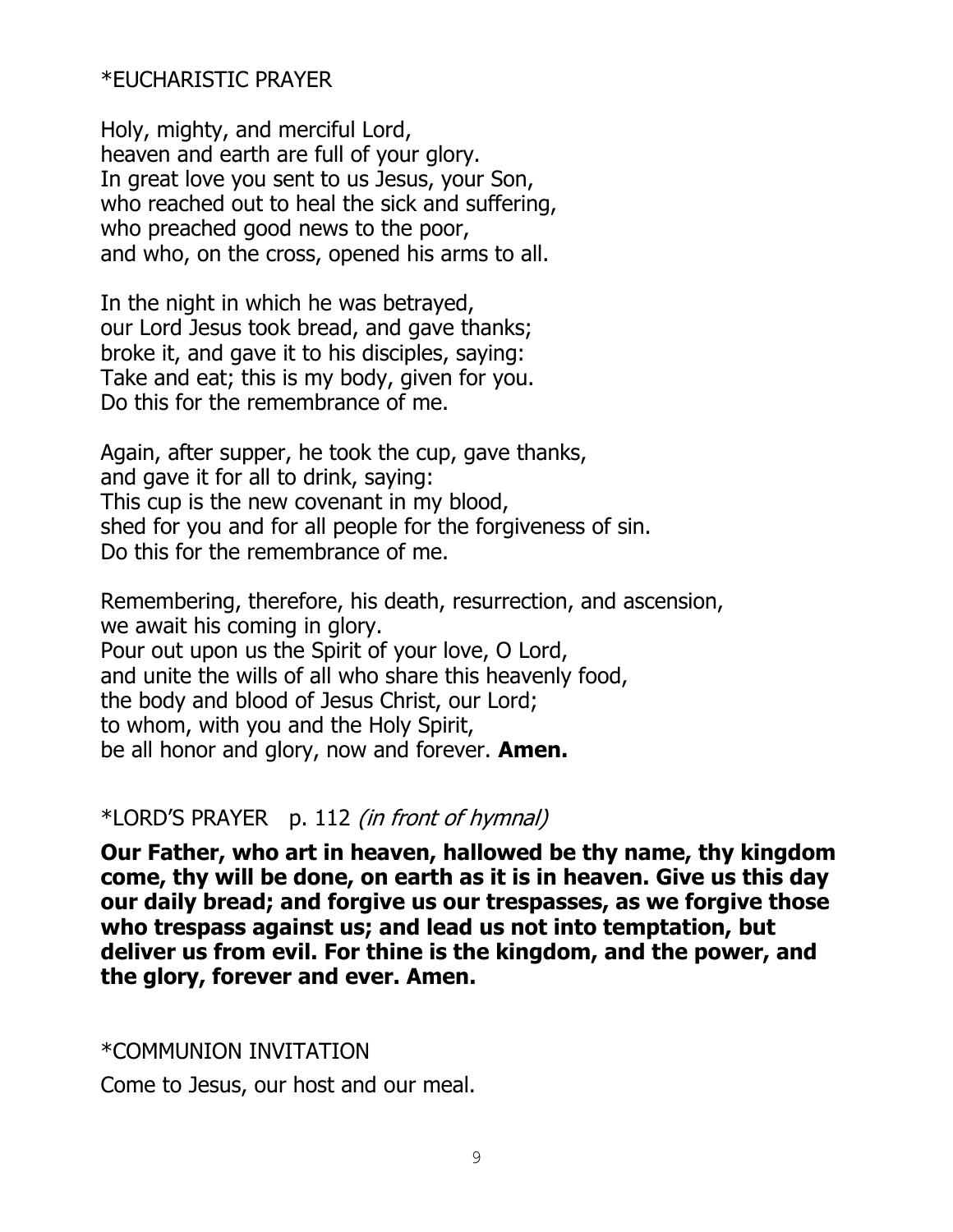\*EUCHARISTIC PRAYER

Holy, mighty, and merciful Lord,
heaven and earth are full of your glory.
In great love you sent to us Jesus, your Son,
who reached out to heal the sick and suffering,
who preached good news to the poor,
and who, on the cross, opened his arms to all.

In the night in which he was betrayed,
our Lord Jesus took bread, and gave thanks;
broke it, and gave it to his disciples, saying:
Take and eat; this is my body, given for you.
Do this for the remembrance of me.

Again, after supper, he took the cup, gave thanks,
and gave it for all to drink, saying:
This cup is the new covenant in my blood,
shed for you and for all people for the forgiveness of sin.
Do this for the remembrance of me.

Remembering, therefore, his death, resurrection, and ascension,
we await his coming in glory.
Pour out upon us the Spirit of your love, O Lord,
and unite the wills of all who share this heavenly food,
the body and blood of Jesus Christ, our Lord;
to whom, with you and the Holy Spirit,
be all honor and glory, now and forever. **Amen.**

\*LORD'S PRAYER p. 112 *(in front of hymnal)*

**Our Father, who art in heaven, hallowed be thy name, thy kingdom come, thy will be done, on earth as it is in heaven. Give us this day our daily bread; and forgive us our trespasses, as we forgive those who trespass against us; and lead us not into temptation, but deliver us from evil. For thine is the kingdom, and the power, and the glory, forever and ever. Amen.**

\*COMMUNION INVITATION

Come to Jesus, our host and our meal.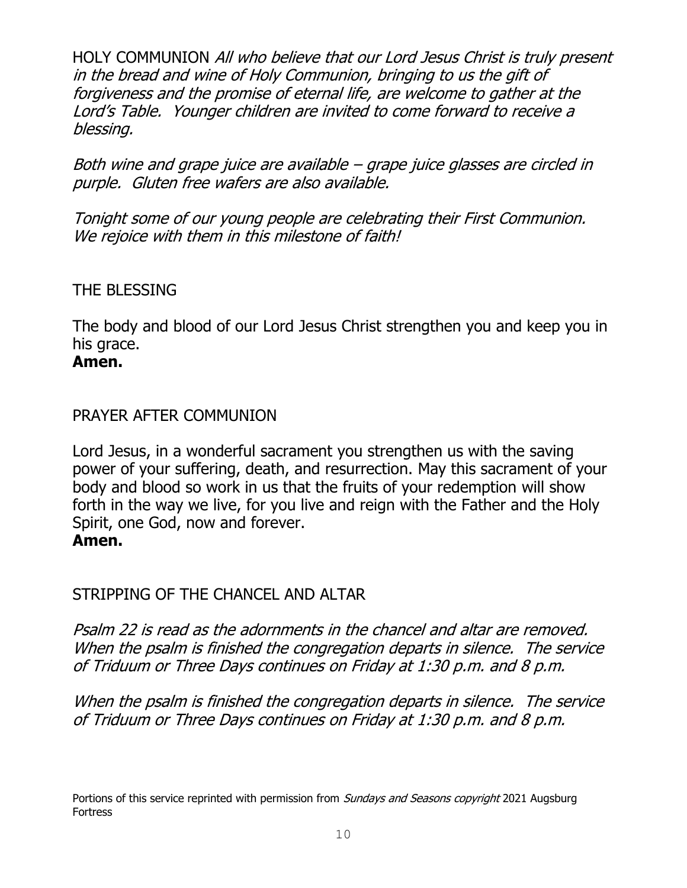HOLY COMMUNION *All who believe that our Lord Jesus Christ is truly present in the bread and wine of Holy Communion, bringing to us the gift of forgiveness and the promise of eternal life, are welcome to gather at the Lord's Table. Younger children are invited to come forward to receive a blessing.*

*Both wine and grape juice are available – grape juice glasses are circled in purple. Gluten free wafers are also available.*

*Tonight some of our young people are celebrating their First Communion. We rejoice with them in this milestone of faith!*

THE BLESSING

The body and blood of our Lord Jesus Christ strengthen you and keep you in his grace.
**Amen.**

PRAYER AFTER COMMUNION

Lord Jesus, in a wonderful sacrament you strengthen us with the saving power of your suffering, death, and resurrection. May this sacrament of your body and blood so work in us that the fruits of your redemption will show forth in the way we live, for you live and reign with the Father and the Holy Spirit, one God, now and forever.
**Amen.**

STRIPPING OF THE CHANCEL AND ALTAR

*Psalm 22 is read as the adornments in the chancel and altar are removed. When the psalm is finished the congregation departs in silence. The service of Triduum or Three Days continues on Friday at 1:30 p.m. and 8 p.m.*

*When the psalm is finished the congregation departs in silence. The service of Triduum or Three Days continues on Friday at 1:30 p.m. and 8 p.m.*

Portions of this service reprinted with permission from *Sundays and Seasons copyright* 2021 Augsburg Fortress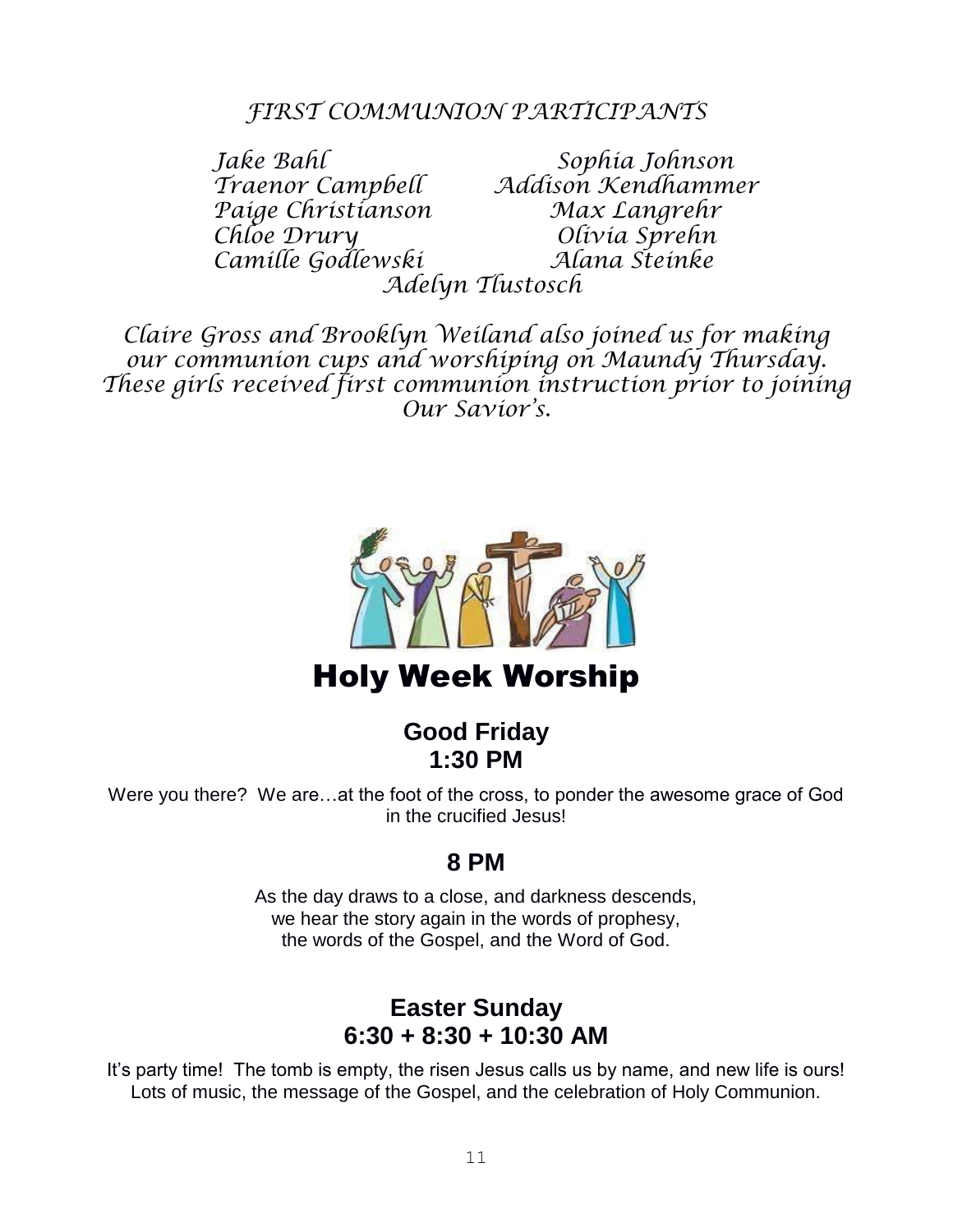## *FIRST COMMUNION PARTICIPANTS*

*Jake Bahl*
*Traenor Campbell*
*Paige Christianson*
*Chloe Drury*
*Camille Godlewski*
*Sophia Johnson*
*Addison Kendhammer*
*Max Langrehr*
*Olivia Sprehn*
*Alana Steinke*
*Adelyn Tlustosch*

*Claire Gross and Brooklyn Weiland also joined us for making our communion cups and worshiping on Maundy Thursday. These girls received first communion instruction prior to joining Our Savior's.*

# Holy Week Worship

### Good Friday
### 1:30 PM

Were you there? We are…at the foot of the cross, to ponder the awesome grace of God in the crucified Jesus!

### 8 PM

As the day draws to a close, and darkness descends,
we hear the story again in the words of prophesy,
the words of the Gospel, and the Word of God.

### Easter Sunday
### 6:30 + 8:30 + 10:30 AM

It's party time! The tomb is empty, the risen Jesus calls us by name, and new life is ours! Lots of music, the message of the Gospel, and the celebration of Holy Communion.